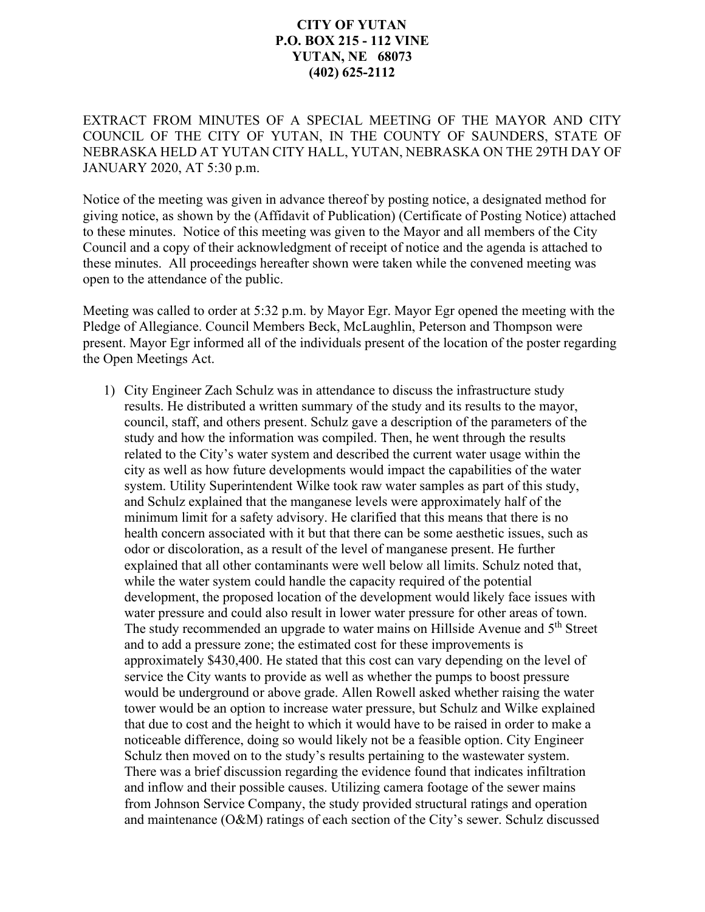**CITY OF YUTAN**
**P.O. BOX 215 - 112 VINE**
**YUTAN, NE 68073**
**(402) 625-2112**

EXTRACT FROM MINUTES OF A SPECIAL MEETING OF THE MAYOR AND CITY COUNCIL OF THE CITY OF YUTAN, IN THE COUNTY OF SAUNDERS, STATE OF NEBRASKA HELD AT YUTAN CITY HALL, YUTAN, NEBRASKA ON THE 29TH DAY OF JANUARY 2020, AT 5:30 p.m.

Notice of the meeting was given in advance thereof by posting notice, a designated method for giving notice, as shown by the (Affidavit of Publication) (Certificate of Posting Notice) attached to these minutes. Notice of this meeting was given to the Mayor and all members of the City Council and a copy of their acknowledgment of receipt of notice and the agenda is attached to these minutes. All proceedings hereafter shown were taken while the convened meeting was open to the attendance of the public.

Meeting was called to order at 5:32 p.m. by Mayor Egr. Mayor Egr opened the meeting with the Pledge of Allegiance. Council Members Beck, McLaughlin, Peterson and Thompson were present. Mayor Egr informed all of the individuals present of the location of the poster regarding the Open Meetings Act.

1) City Engineer Zach Schulz was in attendance to discuss the infrastructure study results. He distributed a written summary of the study and its results to the mayor, council, staff, and others present. Schulz gave a description of the parameters of the study and how the information was compiled. Then, he went through the results related to the City's water system and described the current water usage within the city as well as how future developments would impact the capabilities of the water system. Utility Superintendent Wilke took raw water samples as part of this study, and Schulz explained that the manganese levels were approximately half of the minimum limit for a safety advisory. He clarified that this means that there is no health concern associated with it but that there can be some aesthetic issues, such as odor or discoloration, as a result of the level of manganese present. He further explained that all other contaminants were well below all limits. Schulz noted that, while the water system could handle the capacity required of the potential development, the proposed location of the development would likely face issues with water pressure and could also result in lower water pressure for other areas of town. The study recommended an upgrade to water mains on Hillside Avenue and 5th Street and to add a pressure zone; the estimated cost for these improvements is approximately $430,400. He stated that this cost can vary depending on the level of service the City wants to provide as well as whether the pumps to boost pressure would be underground or above grade. Allen Rowell asked whether raising the water tower would be an option to increase water pressure, but Schulz and Wilke explained that due to cost and the height to which it would have to be raised in order to make a noticeable difference, doing so would likely not be a feasible option. City Engineer Schulz then moved on to the study's results pertaining to the wastewater system. There was a brief discussion regarding the evidence found that indicates infiltration and inflow and their possible causes. Utilizing camera footage of the sewer mains from Johnson Service Company, the study provided structural ratings and operation and maintenance (O&M) ratings of each section of the City's sewer. Schulz discussed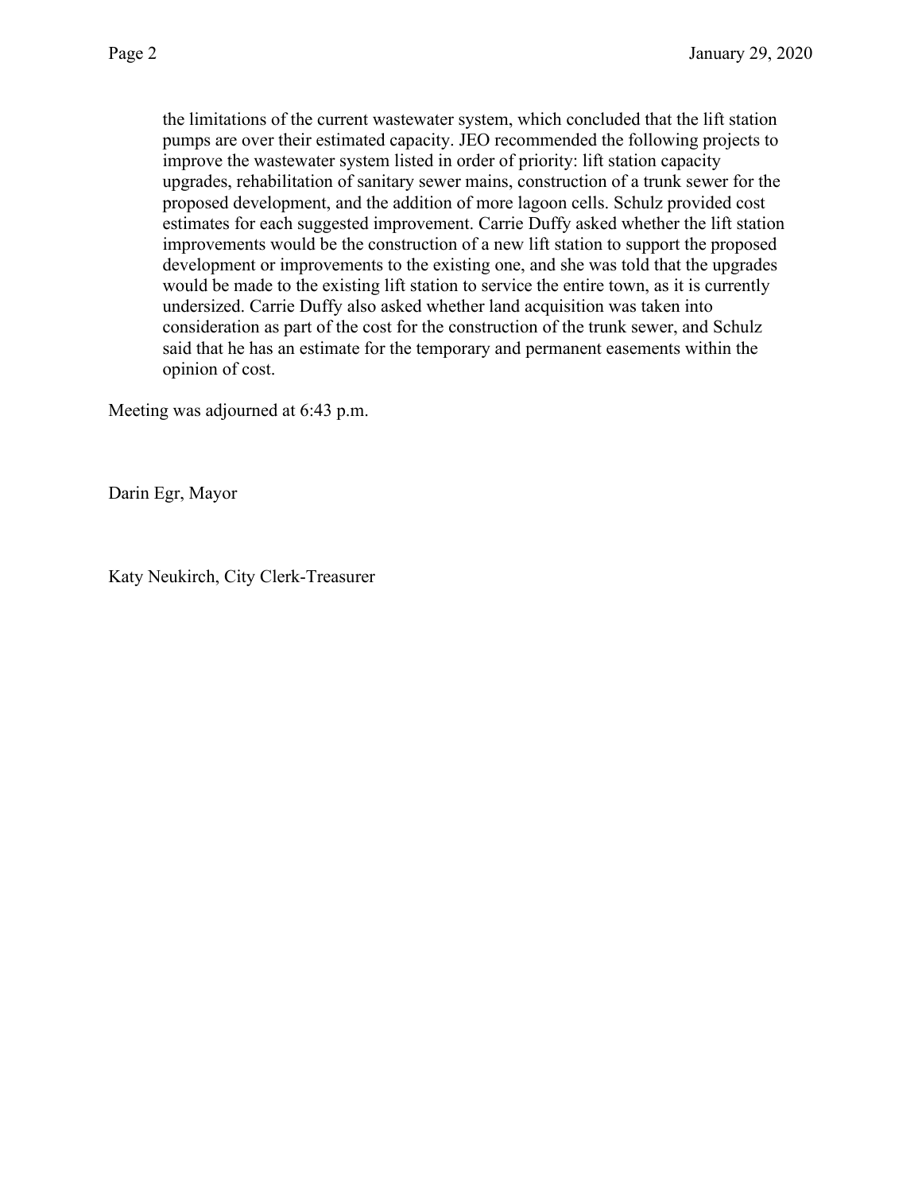the limitations of the current wastewater system, which concluded that the lift station pumps are over their estimated capacity. JEO recommended the following projects to improve the wastewater system listed in order of priority: lift station capacity upgrades, rehabilitation of sanitary sewer mains, construction of a trunk sewer for the proposed development, and the addition of more lagoon cells. Schulz provided cost estimates for each suggested improvement. Carrie Duffy asked whether the lift station improvements would be the construction of a new lift station to support the proposed development or improvements to the existing one, and she was told that the upgrades would be made to the existing lift station to service the entire town, as it is currently undersized. Carrie Duffy also asked whether land acquisition was taken into consideration as part of the cost for the construction of the trunk sewer, and Schulz said that he has an estimate for the temporary and permanent easements within the opinion of cost.

Meeting was adjourned at 6:43 p.m.

Darin Egr, Mayor

Katy Neukirch, City Clerk-Treasurer